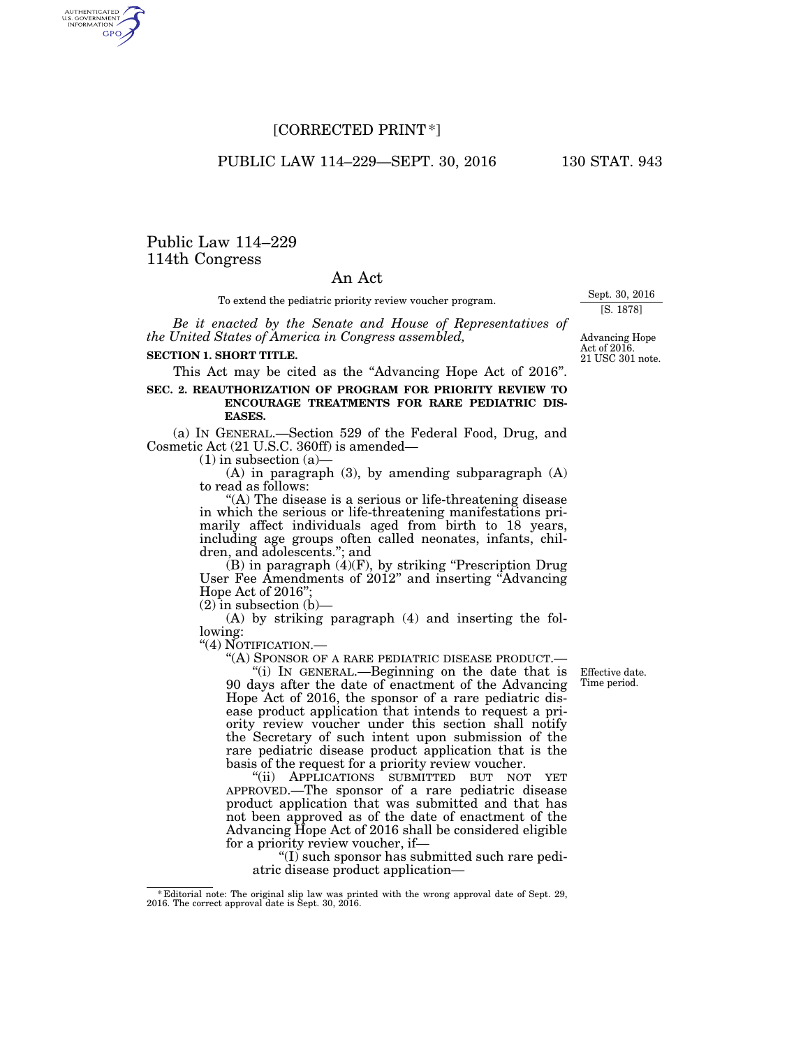[CORRECTED PRINT*]

# Public Law 114–229
# 114th Congress

## An Act

To extend the pediatric priority review voucher program.

Sept. 30, 2016
[S. 1878]

*Be it enacted by the Senate and House of Representatives of the United States of America in Congress assembled,*

Advancing Hope Act of 2016.
21 USC 301 note.

**SECTION 1. SHORT TITLE.**

This Act may be cited as the "Advancing Hope Act of 2016".

**SEC. 2. REAUTHORIZATION OF PROGRAM FOR PRIORITY REVIEW TO ENCOURAGE TREATMENTS FOR RARE PEDIATRIC DISEASES.**

(a) IN GENERAL.—Section 529 of the Federal Food, Drug, and Cosmetic Act (21 U.S.C. 360ff) is amended—

(1) in subsection (a)—

(A) in paragraph (3), by amending subparagraph (A) to read as follows:

"(A) The disease is a serious or life-threatening disease in which the serious or life-threatening manifestations primarily affect individuals aged from birth to 18 years, including age groups often called neonates, infants, children, and adolescents."; and

(B) in paragraph (4)(F), by striking "Prescription Drug User Fee Amendments of 2012" and inserting "Advancing Hope Act of 2016";

(2) in subsection (b)—

(A) by striking paragraph (4) and inserting the following:

"(4) NOTIFICATION.—

"(A) SPONSOR OF A RARE PEDIATRIC DISEASE PRODUCT.—

Effective date.
Time period.

"(i) IN GENERAL.—Beginning on the date that is 90 days after the date of enactment of the Advancing Hope Act of 2016, the sponsor of a rare pediatric disease product application that intends to request a priority review voucher under this section shall notify the Secretary of such intent upon submission of the rare pediatric disease product application that is the basis of the request for a priority review voucher.

"(ii) APPLICATIONS SUBMITTED BUT NOT YET APPROVED.—The sponsor of a rare pediatric disease product application that was submitted and that has not been approved as of the date of enactment of the Advancing Hope Act of 2016 shall be considered eligible for a priority review voucher, if—

"(I) such sponsor has submitted such rare pediatric disease product application—

*Editorial note: The original slip law was printed with the wrong approval date of Sept. 29, 2016. The correct approval date is Sept. 30, 2016.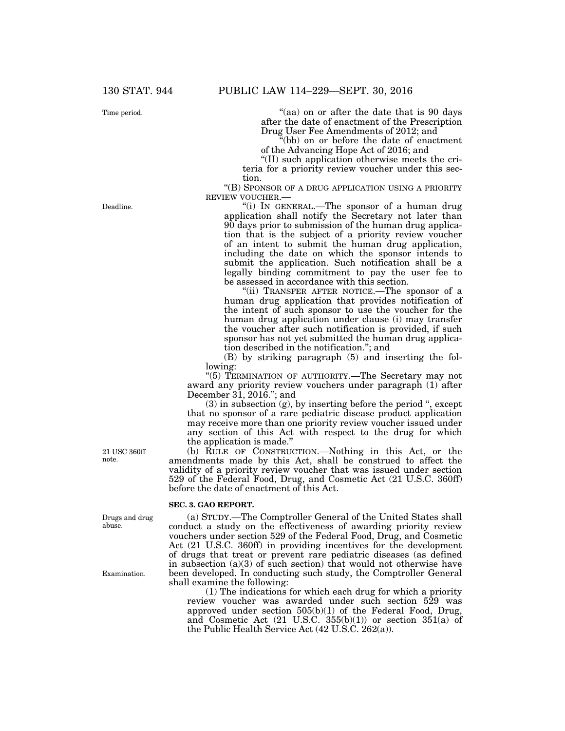"(aa) on or after the date that is 90 days after the date of enactment of the Prescription Drug User Fee Amendments of 2012; and

"(bb) on or before the date of enactment of the Advancing Hope Act of 2016; and

"(II) such application otherwise meets the criteria for a priority review voucher under this section.

"(B) SPONSOR OF A DRUG APPLICATION USING A PRIORITY REVIEW VOUCHER.—

"(i) IN GENERAL.—The sponsor of a human drug application shall notify the Secretary not later than 90 days prior to submission of the human drug application that is the subject of a priority review voucher of an intent to submit the human drug application, including the date on which the sponsor intends to submit the application. Such notification shall be a legally binding commitment to pay the user fee to be assessed in accordance with this section.

"(ii) TRANSFER AFTER NOTICE.—The sponsor of a human drug application that provides notification of the intent of such sponsor to use the voucher for the human drug application under clause (i) may transfer the voucher after such notification is provided, if such sponsor has not yet submitted the human drug application described in the notification."; and

(B) by striking paragraph (5) and inserting the following:

"(5) TERMINATION OF AUTHORITY.—The Secretary may not award any priority review vouchers under paragraph (1) after December 31, 2016."; and

(3) in subsection (g), by inserting before the period ", except that no sponsor of a rare pediatric disease product application may receive more than one priority review voucher issued under any section of this Act with respect to the drug for which the application is made."

(b) RULE OF CONSTRUCTION.—Nothing in this Act, or the amendments made by this Act, shall be construed to affect the validity of a priority review voucher that was issued under section 529 of the Federal Food, Drug, and Cosmetic Act (21 U.S.C. 360ff) before the date of enactment of this Act.

**SEC. 3. GAO REPORT.**

(a) STUDY.—The Comptroller General of the United States shall conduct a study on the effectiveness of awarding priority review vouchers under section 529 of the Federal Food, Drug, and Cosmetic Act (21 U.S.C. 360ff) in providing incentives for the development of drugs that treat or prevent rare pediatric diseases (as defined in subsection (a)(3) of such section) that would not otherwise have been developed. In conducting such study, the Comptroller General shall examine the following:

(1) The indications for which each drug for which a priority review voucher was awarded under such section 529 was approved under section 505(b)(1) of the Federal Food, Drug, and Cosmetic Act (21 U.S.C. 355(b)(1)) or section 351(a) of the Public Health Service Act (42 U.S.C. 262(a)).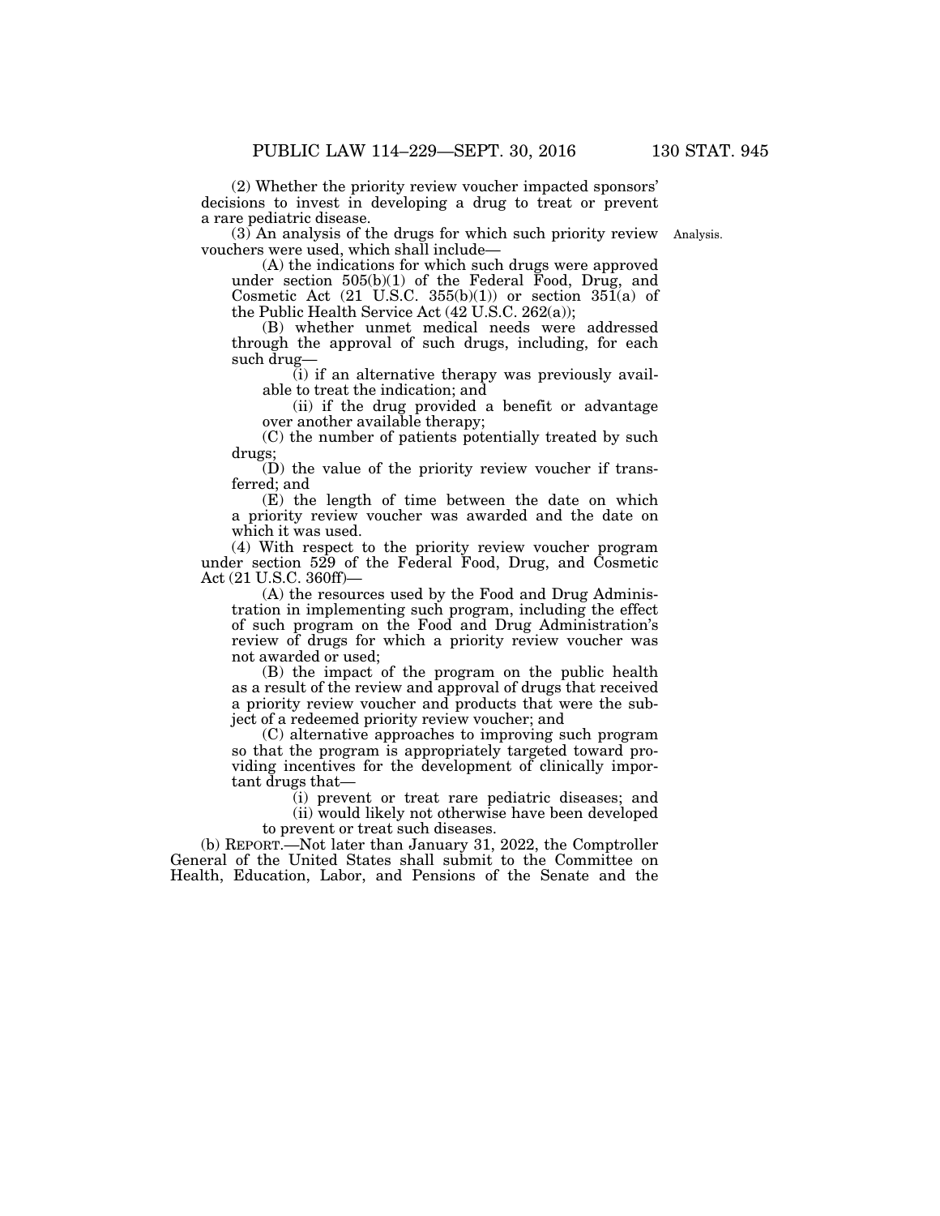(2) Whether the priority review voucher impacted sponsors' decisions to invest in developing a drug to treat or prevent a rare pediatric disease.

(3) An analysis of the drugs for which such priority review vouchers were used, which shall include—

(A) the indications for which such drugs were approved under section 505(b)(1) of the Federal Food, Drug, and Cosmetic Act (21 U.S.C. 355(b)(1)) or section 351(a) of the Public Health Service Act (42 U.S.C. 262(a));

(B) whether unmet medical needs were addressed through the approval of such drugs, including, for each such drug—

(i) if an alternative therapy was previously available to treat the indication; and

(ii) if the drug provided a benefit or advantage over another available therapy;

(C) the number of patients potentially treated by such drugs;

(D) the value of the priority review voucher if transferred; and

(E) the length of time between the date on which a priority review voucher was awarded and the date on which it was used.

(4) With respect to the priority review voucher program under section 529 of the Federal Food, Drug, and Cosmetic Act (21 U.S.C. 360ff)—

(A) the resources used by the Food and Drug Administration in implementing such program, including the effect of such program on the Food and Drug Administration's review of drugs for which a priority review voucher was not awarded or used;

(B) the impact of the program on the public health as a result of the review and approval of drugs that received a priority review voucher and products that were the subject of a redeemed priority review voucher; and

(C) alternative approaches to improving such program so that the program is appropriately targeted toward providing incentives for the development of clinically important drugs that—

(i) prevent or treat rare pediatric diseases; and

(ii) would likely not otherwise have been developed to prevent or treat such diseases.

(b) REPORT.—Not later than January 31, 2022, the Comptroller General of the United States shall submit to the Committee on Health, Education, Labor, and Pensions of the Senate and the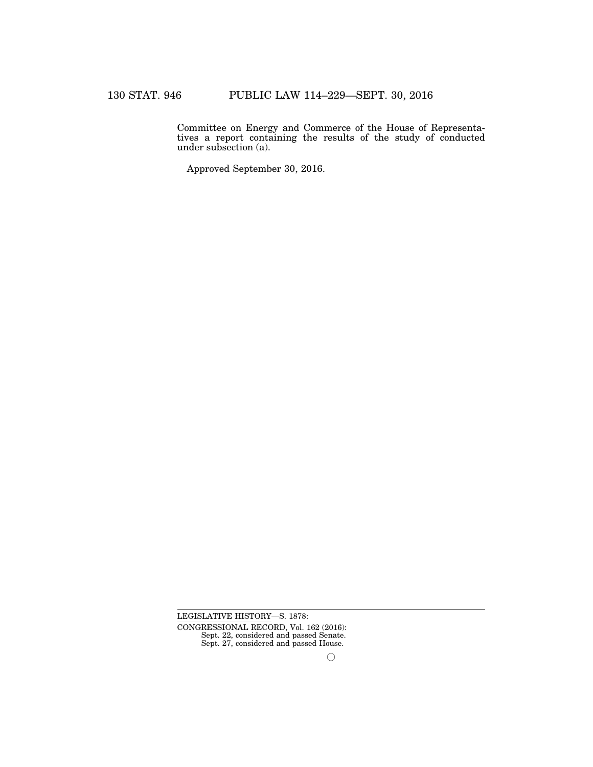Committee on Energy and Commerce of the House of Representatives a report containing the results of the study of conducted under subsection (a).

Approved September 30, 2016.

---

LEGISLATIVE HISTORY—S. 1878:

CONGRESSIONAL RECORD, Vol. 162 (2016):

Sept. 22, considered and passed Senate.

Sept. 27, considered and passed House.